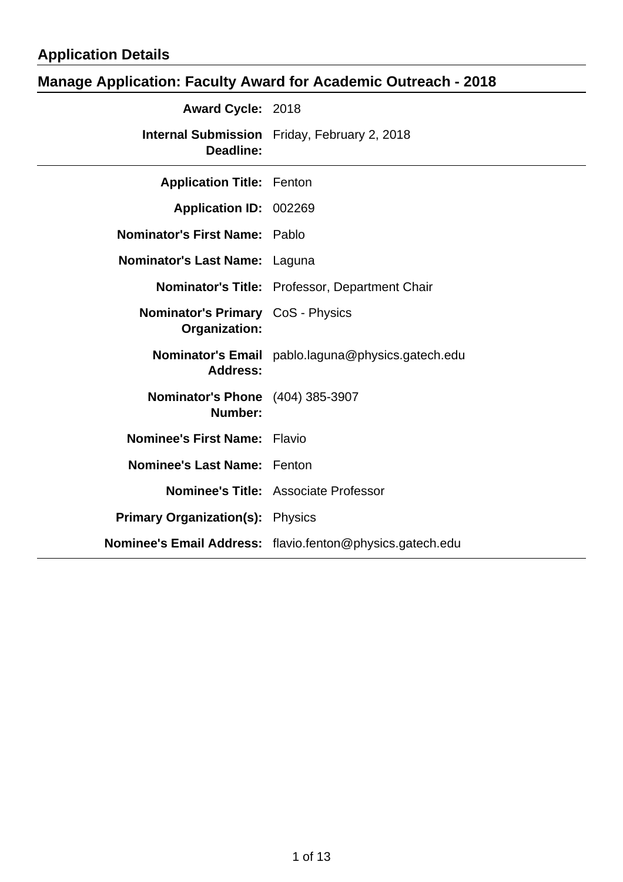## Application Details

## Manage Application: Faculty Award for Academic Outreach - 2018

| | |
|---|---|
| **Award Cycle:** | 2018 |
| **Internal Submission Deadline:** | Friday, February 2, 2018 |
| **Application Title:** | Fenton |
| **Application ID:** | 002269 |
| **Nominator's First Name:** | Pablo |
| **Nominator's Last Name:** | Laguna |
| **Nominator's Title:** | Professor, Department Chair |
| **Nominator's Primary Organization:** | CoS - Physics |
| **Nominator's Email Address:** | pablo.laguna@physics.gatech.edu |
| **Nominator's Phone Number:** | (404) 385-3907 |
| **Nominee's First Name:** | Flavio |
| **Nominee's Last Name:** | Fenton |
| **Nominee's Title:** | Associate Professor |
| **Primary Organization(s):** | Physics |
| **Nominee's Email Address:** | flavio.fenton@physics.gatech.edu |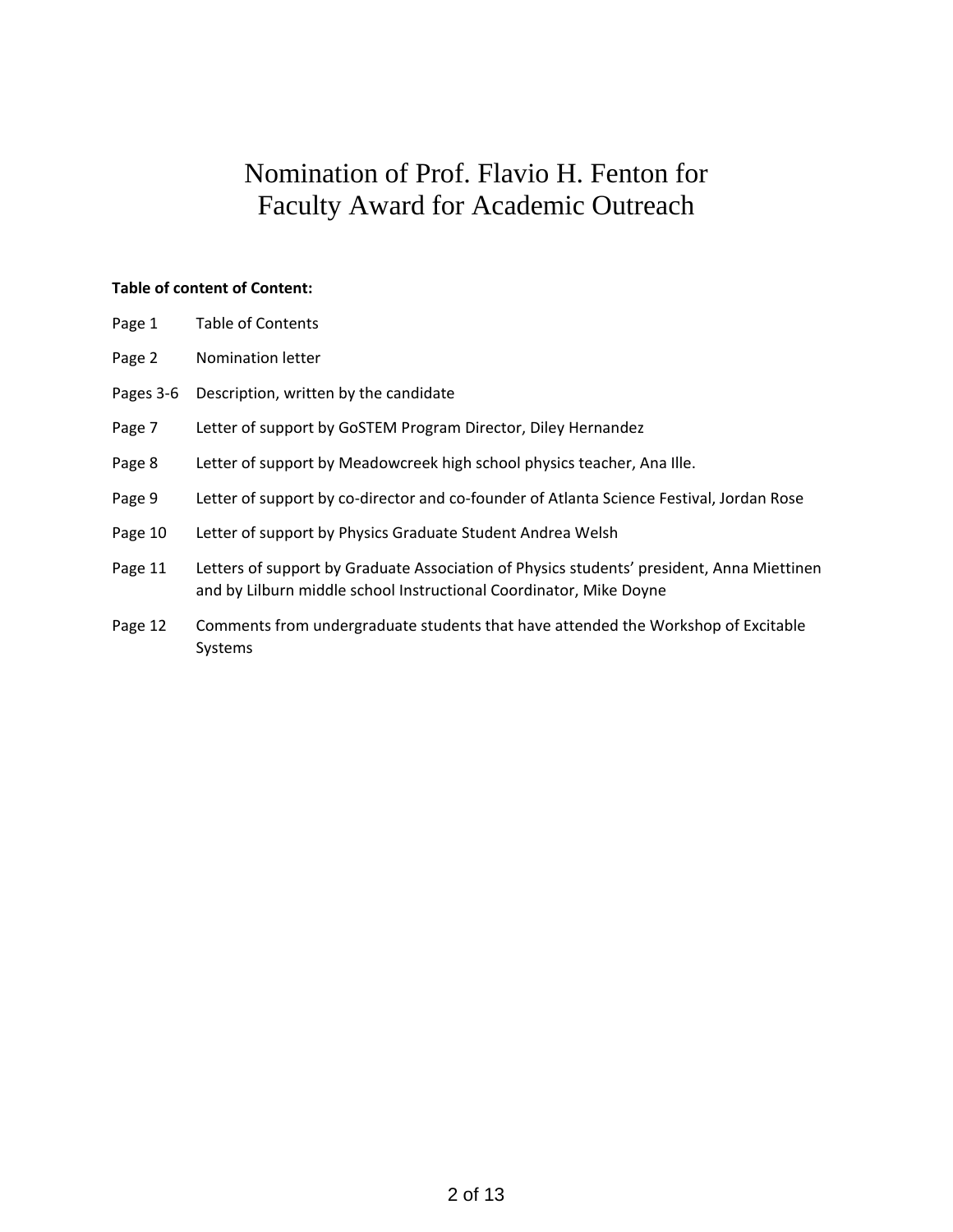# Nomination of Prof. Flavio H. Fenton for Faculty Award for Academic Outreach

**Table of content of Content:**

| | |
|---|---|
| Page 1 | Table of Contents |
| Page 2 | Nomination letter |
| Pages 3-6 | Description, written by the candidate |
| Page 7 | Letter of support by GoSTEM Program Director, Diley Hernandez |
| Page 8 | Letter of support by Meadowcreek high school physics teacher, Ana Ille. |
| Page 9 | Letter of support by co-director and co-founder of Atlanta Science Festival, Jordan Rose |
| Page 10 | Letter of support by Physics Graduate Student Andrea Welsh |
| Page 11 | Letters of support by Graduate Association of Physics students' president, Anna Miettinen and by Lilburn middle school Instructional Coordinator, Mike Doyne |
| Page 12 | Comments from undergraduate students that have attended the Workshop of Excitable Systems |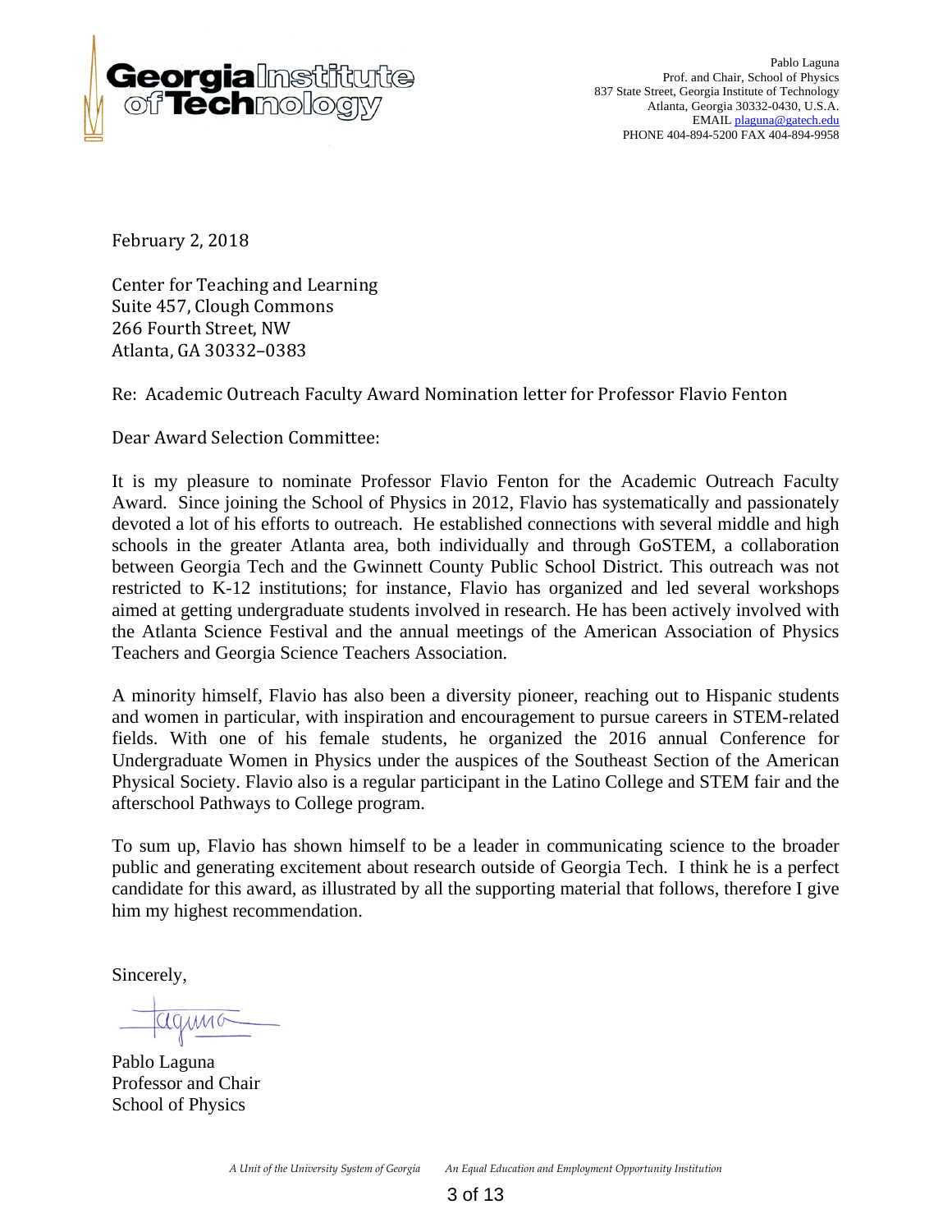Georgia Institute of Technology

Pablo Laguna
Prof. and Chair, School of Physics
837 State Street, Georgia Institute of Technology
Atlanta, Georgia 30332-0430, U.S.A.
EMAIL plaguna@gatech.edu
PHONE 404-894-5200 FAX 404-894-9958

February 2, 2018

Center for Teaching and Learning
Suite 457, Clough Commons
266 Fourth Street, NW
Atlanta, GA 30332–0383

Re: Academic Outreach Faculty Award Nomination letter for Professor Flavio Fenton

Dear Award Selection Committee:

It is my pleasure to nominate Professor Flavio Fenton for the Academic Outreach Faculty Award. Since joining the School of Physics in 2012, Flavio has systematically and passionately devoted a lot of his efforts to outreach. He established connections with several middle and high schools in the greater Atlanta area, both individually and through GoSTEM, a collaboration between Georgia Tech and the Gwinnett County Public School District. This outreach was not restricted to K-12 institutions; for instance, Flavio has organized and led several workshops aimed at getting undergraduate students involved in research. He has been actively involved with the Atlanta Science Festival and the annual meetings of the American Association of Physics Teachers and Georgia Science Teachers Association.

A minority himself, Flavio has also been a diversity pioneer, reaching out to Hispanic students and women in particular, with inspiration and encouragement to pursue careers in STEM-related fields. With one of his female students, he organized the 2016 annual Conference for Undergraduate Women in Physics under the auspices of the Southeast Section of the American Physical Society. Flavio also is a regular participant in the Latino College and STEM fair and the afterschool Pathways to College program.

To sum up, Flavio has shown himself to be a leader in communicating science to the broader public and generating excitement about research outside of Georgia Tech. I think he is a perfect candidate for this award, as illustrated by all the supporting material that follows, therefore I give him my highest recommendation.

Sincerely,

Pablo Laguna
Professor and Chair
School of Physics

*A Unit of the University System of Georgia* *An Equal Education and Employment Opportunity Institution*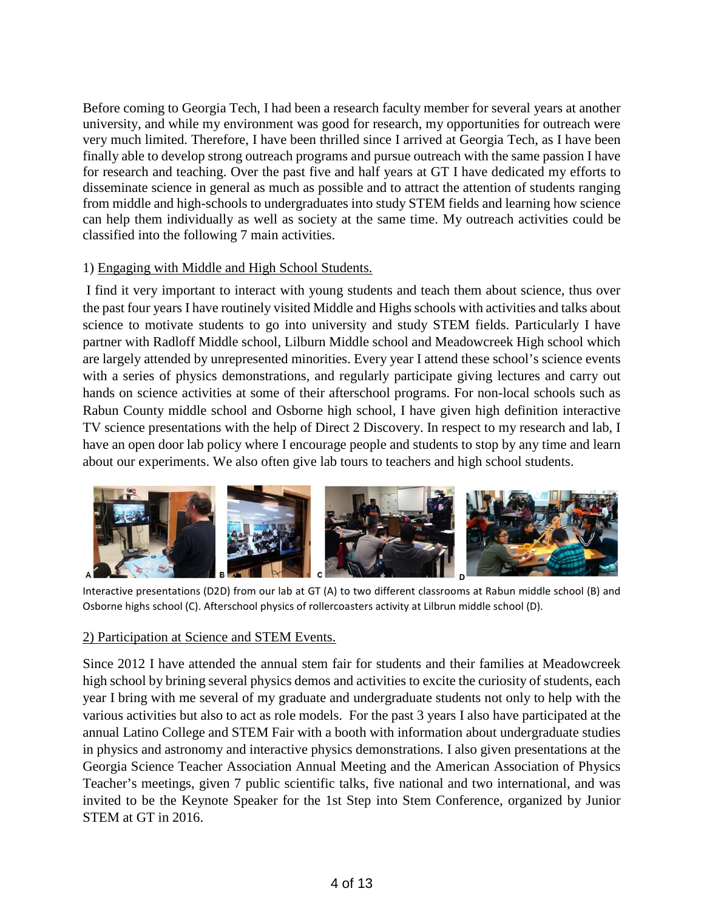Before coming to Georgia Tech, I had been a research faculty member for several years at another university, and while my environment was good for research, my opportunities for outreach were very much limited. Therefore, I have been thrilled since I arrived at Georgia Tech, as I have been finally able to develop strong outreach programs and pursue outreach with the same passion I have for research and teaching. Over the past five and half years at GT I have dedicated my efforts to disseminate science in general as much as possible and to attract the attention of students ranging from middle and high-schools to undergraduates into study STEM fields and learning how science can help them individually as well as society at the same time. My outreach activities could be classified into the following 7 main activities.

1) Engaging with Middle and High School Students.

I find it very important to interact with young students and teach them about science, thus over the past four years I have routinely visited Middle and Highs schools with activities and talks about science to motivate students to go into university and study STEM fields. Particularly I have partner with Radloff Middle school, Lilburn Middle school and Meadowcreek High school which are largely attended by unrepresented minorities. Every year I attend these school's science events with a series of physics demonstrations, and regularly participate giving lectures and carry out hands on science activities at some of their afterschool programs. For non-local schools such as Rabun County middle school and Osborne high school, I have given high definition interactive TV science presentations with the help of Direct 2 Discovery. In respect to my research and lab, I have an open door lab policy where I encourage people and students to stop by any time and learn about our experiments. We also often give lab tours to teachers and high school students.

Interactive presentations (D2D) from our lab at GT (A) to two different classrooms at Rabun middle school (B) and Osborne highs school (C). Afterschool physics of rollercoasters activity at Lilbrun middle school (D).

2) Participation at Science and STEM Events.

Since 2012 I have attended the annual stem fair for students and their families at Meadowcreek high school by brining several physics demos and activities to excite the curiosity of students, each year I bring with me several of my graduate and undergraduate students not only to help with the various activities but also to act as role models. For the past 3 years I also have participated at the annual Latino College and STEM Fair with a booth with information about undergraduate studies in physics and astronomy and interactive physics demonstrations. I also given presentations at the Georgia Science Teacher Association Annual Meeting and the American Association of Physics Teacher's meetings, given 7 public scientific talks, five national and two international, and was invited to be the Keynote Speaker for the 1st Step into Stem Conference, organized by Junior STEM at GT in 2016.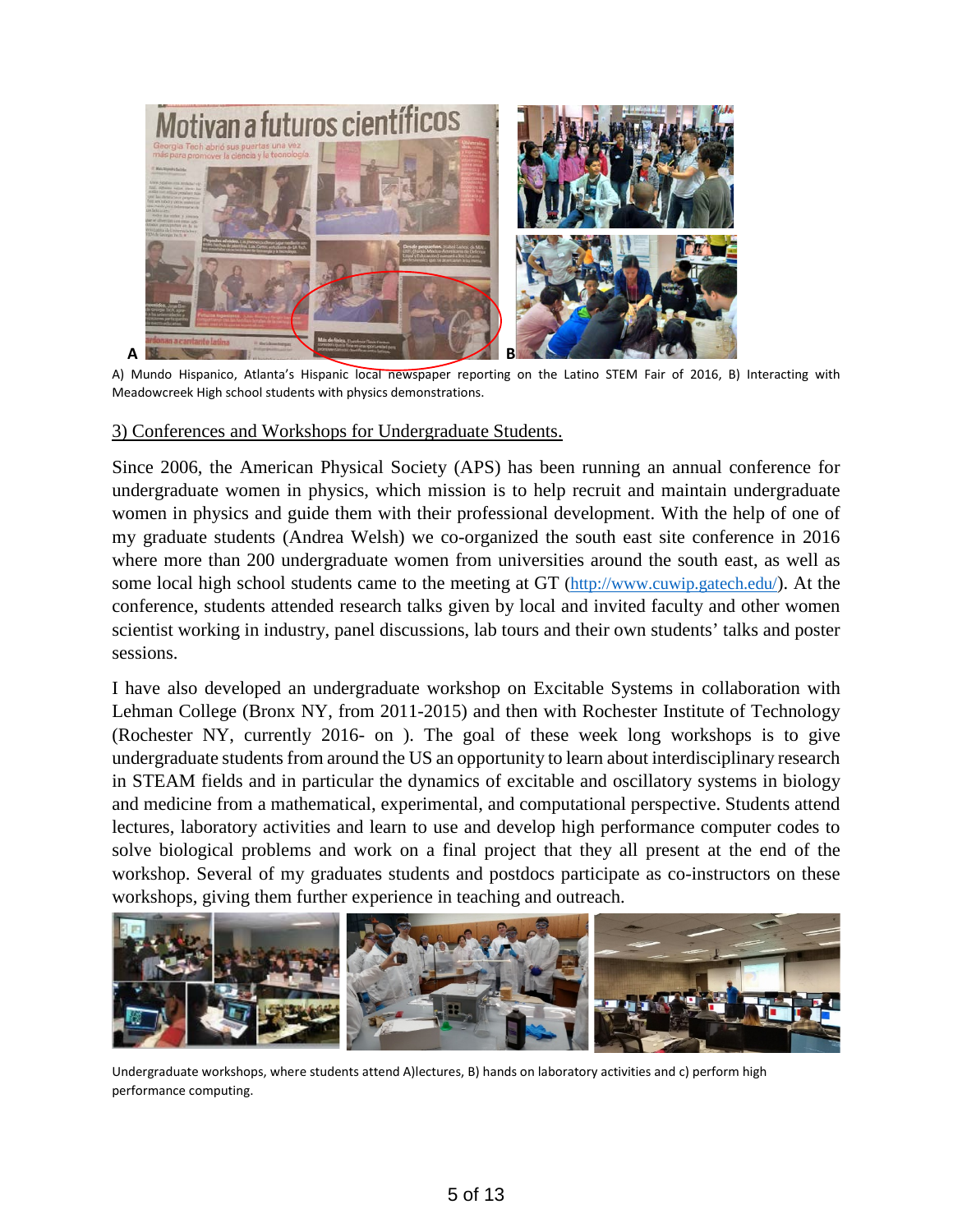A) Mundo Hispanico, Atlanta's Hispanic local newspaper reporting on the Latino STEM Fair of 2016, B) Interacting with Meadowcreek High school students with physics demonstrations.

3) Conferences and Workshops for Undergraduate Students.

Since 2006, the American Physical Society (APS) has been running an annual conference for undergraduate women in physics, which mission is to help recruit and maintain undergraduate women in physics and guide them with their professional development. With the help of one of my graduate students (Andrea Welsh) we co-organized the south east site conference in 2016 where more than 200 undergraduate women from universities around the south east, as well as some local high school students came to the meeting at GT (http://www.cuwip.gatech.edu/). At the conference, students attended research talks given by local and invited faculty and other women scientist working in industry, panel discussions, lab tours and their own students' talks and poster sessions.

I have also developed an undergraduate workshop on Excitable Systems in collaboration with Lehman College (Bronx NY, from 2011-2015) and then with Rochester Institute of Technology (Rochester NY, currently 2016- on ). The goal of these week long workshops is to give undergraduate students from around the US an opportunity to learn about interdisciplinary research in STEAM fields and in particular the dynamics of excitable and oscillatory systems in biology and medicine from a mathematical, experimental, and computational perspective. Students attend lectures, laboratory activities and learn to use and develop high performance computer codes to solve biological problems and work on a final project that they all present at the end of the workshop. Several of my graduates students and postdocs participate as co-instructors on these workshops, giving them further experience in teaching and outreach.

Undergraduate workshops, where students attend A)lectures, B) hands on laboratory activities and c) perform high performance computing.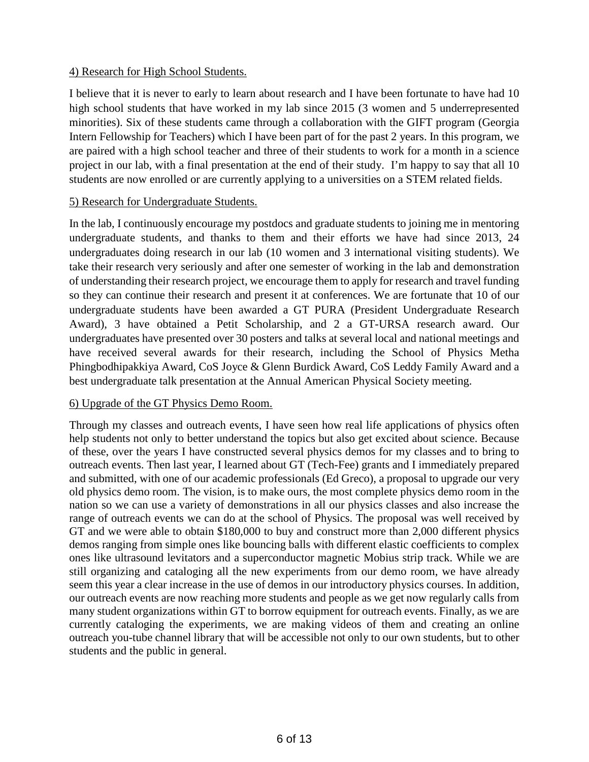4) Research for High School Students.

I believe that it is never to early to learn about research and I have been fortunate to have had 10 high school students that have worked in my lab since 2015 (3 women and 5 underrepresented minorities). Six of these students came through a collaboration with the GIFT program (Georgia Intern Fellowship for Teachers) which I have been part of for the past 2 years. In this program, we are paired with a high school teacher and three of their students to work for a month in a science project in our lab, with a final presentation at the end of their study. I'm happy to say that all 10 students are now enrolled or are currently applying to a universities on a STEM related fields.

5) Research for Undergraduate Students.

In the lab, I continuously encourage my postdocs and graduate students to joining me in mentoring undergraduate students, and thanks to them and their efforts we have had since 2013, 24 undergraduates doing research in our lab (10 women and 3 international visiting students). We take their research very seriously and after one semester of working in the lab and demonstration of understanding their research project, we encourage them to apply for research and travel funding so they can continue their research and present it at conferences. We are fortunate that 10 of our undergraduate students have been awarded a GT PURA (President Undergraduate Research Award), 3 have obtained a Petit Scholarship, and 2 a GT-URSA research award. Our undergraduates have presented over 30 posters and talks at several local and national meetings and have received several awards for their research, including the School of Physics Metha Phingbodhipakkiya Award, CoS Joyce & Glenn Burdick Award, CoS Leddy Family Award and a best undergraduate talk presentation at the Annual American Physical Society meeting.

6) Upgrade of the GT Physics Demo Room.

Through my classes and outreach events, I have seen how real life applications of physics often help students not only to better understand the topics but also get excited about science. Because of these, over the years I have constructed several physics demos for my classes and to bring to outreach events. Then last year, I learned about GT (Tech-Fee) grants and I immediately prepared and submitted, with one of our academic professionals (Ed Greco), a proposal to upgrade our very old physics demo room. The vision, is to make ours, the most complete physics demo room in the nation so we can use a variety of demonstrations in all our physics classes and also increase the range of outreach events we can do at the school of Physics. The proposal was well received by GT and we were able to obtain $180,000 to buy and construct more than 2,000 different physics demos ranging from simple ones like bouncing balls with different elastic coefficients to complex ones like ultrasound levitators and a superconductor magnetic Mobius strip track. While we are still organizing and cataloging all the new experiments from our demo room, we have already seem this year a clear increase in the use of demos in our introductory physics courses. In addition, our outreach events are now reaching more students and people as we get now regularly calls from many student organizations within GT to borrow equipment for outreach events. Finally, as we are currently cataloging the experiments, we are making videos of them and creating an online outreach you-tube channel library that will be accessible not only to our own students, but to other students and the public in general.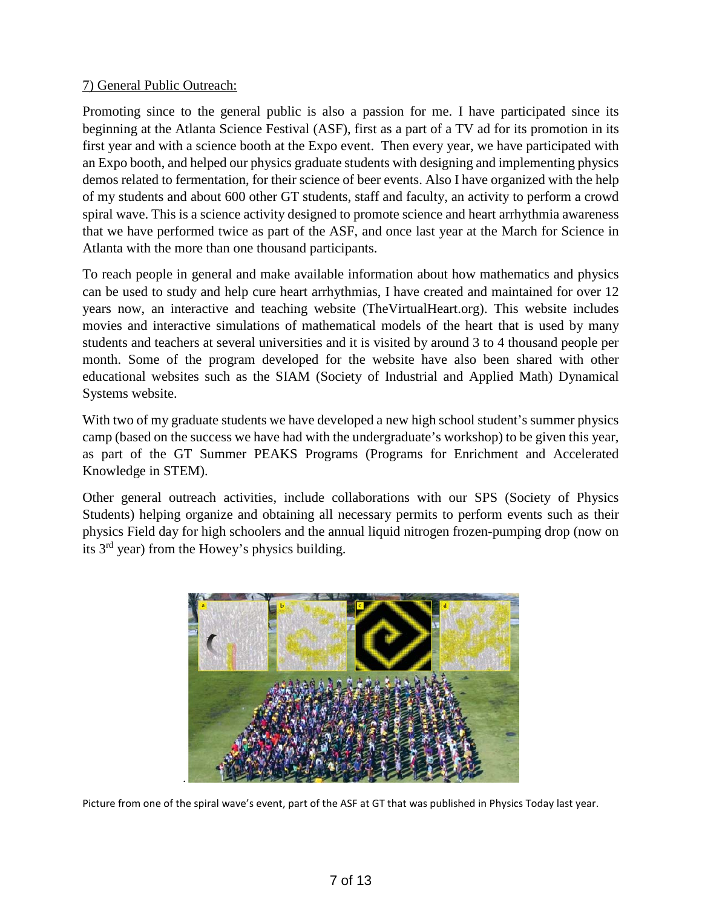7) General Public Outreach:

Promoting since to the general public is also a passion for me. I have participated since its beginning at the Atlanta Science Festival (ASF), first as a part of a TV ad for its promotion in its first year and with a science booth at the Expo event. Then every year, we have participated with an Expo booth, and helped our physics graduate students with designing and implementing physics demos related to fermentation, for their science of beer events. Also I have organized with the help of my students and about 600 other GT students, staff and faculty, an activity to perform a crowd spiral wave. This is a science activity designed to promote science and heart arrhythmia awareness that we have performed twice as part of the ASF, and once last year at the March for Science in Atlanta with the more than one thousand participants.

To reach people in general and make available information about how mathematics and physics can be used to study and help cure heart arrhythmias, I have created and maintained for over 12 years now, an interactive and teaching website (TheVirtualHeart.org). This website includes movies and interactive simulations of mathematical models of the heart that is used by many students and teachers at several universities and it is visited by around 3 to 4 thousand people per month. Some of the program developed for the website have also been shared with other educational websites such as the SIAM (Society of Industrial and Applied Math) Dynamical Systems website.

With two of my graduate students we have developed a new high school student's summer physics camp (based on the success we have had with the undergraduate's workshop) to be given this year, as part of the GT Summer PEAKS Programs (Programs for Enrichment and Accelerated Knowledge in STEM).

Other general outreach activities, include collaborations with our SPS (Society of Physics Students) helping organize and obtaining all necessary permits to perform events such as their physics Field day for high schoolers and the annual liquid nitrogen frozen-pumping drop (now on its 3rd year) from the Howey's physics building.

Picture from one of the spiral wave's event, part of the ASF at GT that was published in Physics Today last year.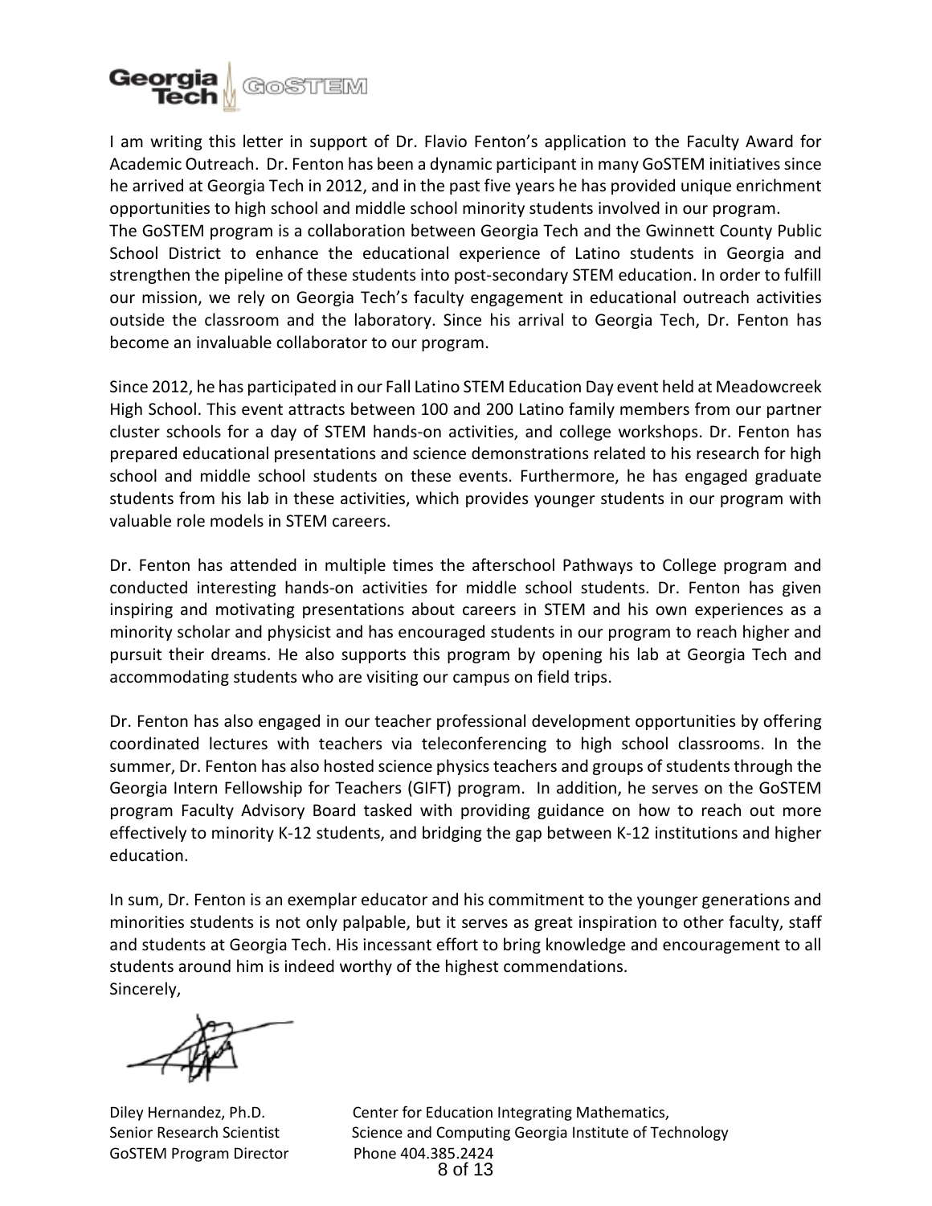Georgia Tech GoSTEM

I am writing this letter in support of Dr. Flavio Fenton's application to the Faculty Award for Academic Outreach. Dr. Fenton has been a dynamic participant in many GoSTEM initiatives since he arrived at Georgia Tech in 2012, and in the past five years he has provided unique enrichment opportunities to high school and middle school minority students involved in our program.

The GoSTEM program is a collaboration between Georgia Tech and the Gwinnett County Public School District to enhance the educational experience of Latino students in Georgia and strengthen the pipeline of these students into post-secondary STEM education. In order to fulfill our mission, we rely on Georgia Tech's faculty engagement in educational outreach activities outside the classroom and the laboratory. Since his arrival to Georgia Tech, Dr. Fenton has become an invaluable collaborator to our program.

Since 2012, he has participated in our Fall Latino STEM Education Day event held at Meadowcreek High School. This event attracts between 100 and 200 Latino family members from our partner cluster schools for a day of STEM hands-on activities, and college workshops. Dr. Fenton has prepared educational presentations and science demonstrations related to his research for high school and middle school students on these events. Furthermore, he has engaged graduate students from his lab in these activities, which provides younger students in our program with valuable role models in STEM careers.

Dr. Fenton has attended in multiple times the afterschool Pathways to College program and conducted interesting hands-on activities for middle school students. Dr. Fenton has given inspiring and motivating presentations about careers in STEM and his own experiences as a minority scholar and physicist and has encouraged students in our program to reach higher and pursuit their dreams. He also supports this program by opening his lab at Georgia Tech and accommodating students who are visiting our campus on field trips.

Dr. Fenton has also engaged in our teacher professional development opportunities by offering coordinated lectures with teachers via teleconferencing to high school classrooms. In the summer, Dr. Fenton has also hosted science physics teachers and groups of students through the Georgia Intern Fellowship for Teachers (GIFT) program. In addition, he serves on the GoSTEM program Faculty Advisory Board tasked with providing guidance on how to reach out more effectively to minority K-12 students, and bridging the gap between K-12 institutions and higher education.

In sum, Dr. Fenton is an exemplar educator and his commitment to the younger generations and minorities students is not only palpable, but it serves as great inspiration to other faculty, staff and students at Georgia Tech. His incessant effort to bring knowledge and encouragement to all students around him is indeed worthy of the highest commendations.

Sincerely,

Diley Hernandez, Ph.D.
Senior Research Scientist
GoSTEM Program Director

Center for Education Integrating Mathematics, Science and Computing Georgia Institute of Technology
Phone 404.385.2424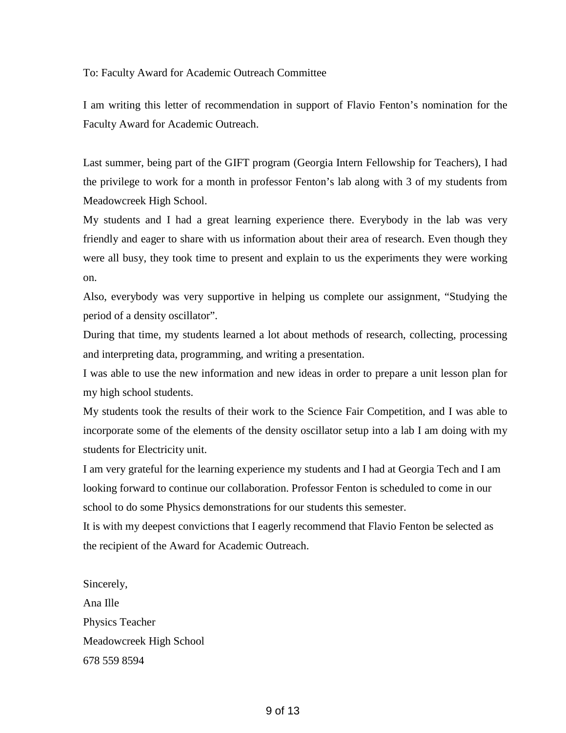To: Faculty Award for Academic Outreach Committee

I am writing this letter of recommendation in support of Flavio Fenton's nomination for the Faculty Award for Academic Outreach.

Last summer, being part of the GIFT program (Georgia Intern Fellowship for Teachers), I had the privilege to work for a month in professor Fenton's lab along with 3 of my students from Meadowcreek High School.

My students and I had a great learning experience there. Everybody in the lab was very friendly and eager to share with us information about their area of research. Even though they were all busy, they took time to present and explain to us the experiments they were working on.

Also, everybody was very supportive in helping us complete our assignment, "Studying the period of a density oscillator".

During that time, my students learned a lot about methods of research, collecting, processing and interpreting data, programming, and writing a presentation.

I was able to use the new information and new ideas in order to prepare a unit lesson plan for my high school students.

My students took the results of their work to the Science Fair Competition, and I was able to incorporate some of the elements of the density oscillator setup into a lab I am doing with my students for Electricity unit.

I am very grateful for the learning experience my students and I had at Georgia Tech and I am looking forward to continue our collaboration. Professor Fenton is scheduled to come in our school to do some Physics demonstrations for our students this semester.

It is with my deepest convictions that I eagerly recommend that Flavio Fenton be selected as the recipient of the Award for Academic Outreach.

Sincerely,  
Ana Ille  
Physics Teacher  
Meadowcreek High School  
678 559 8594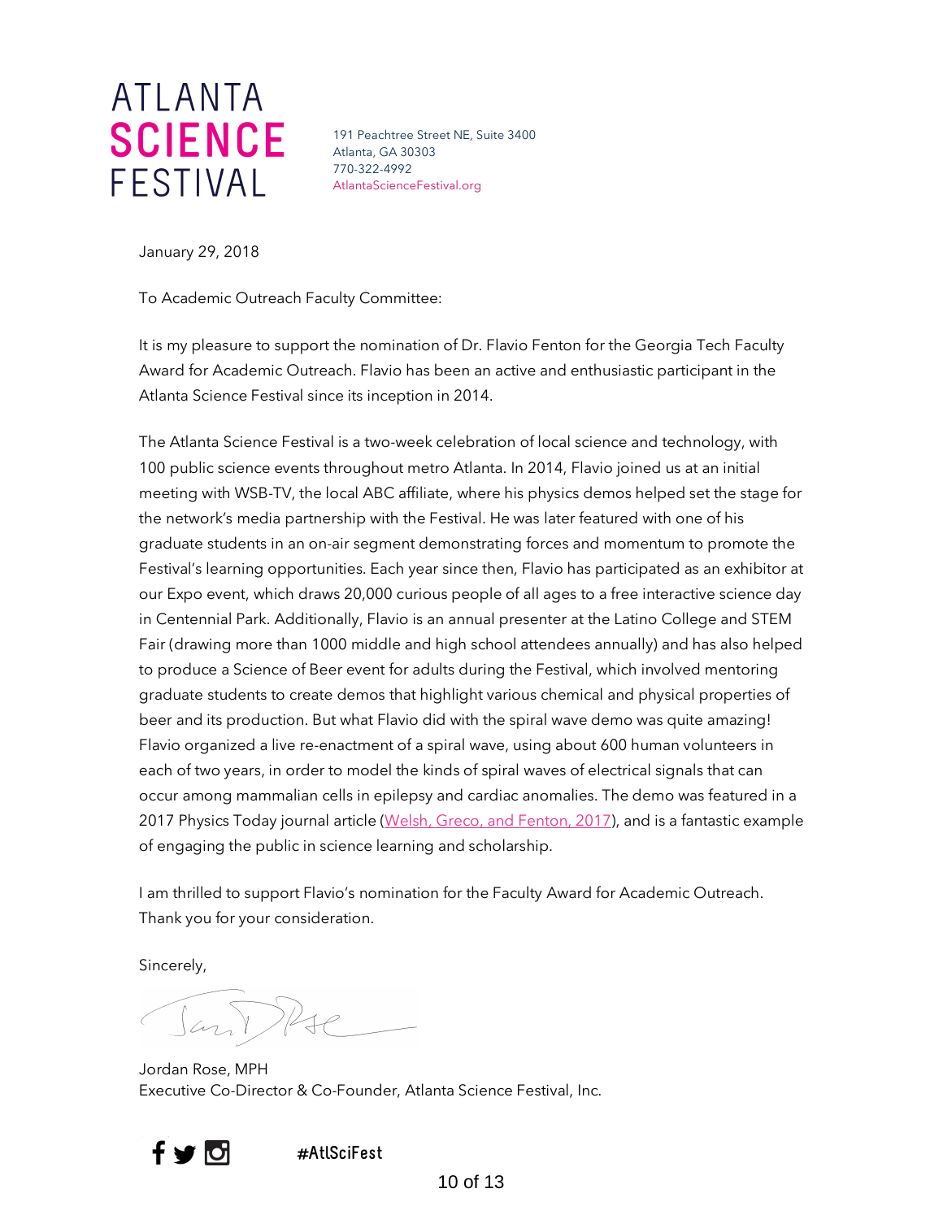ATLANTA
**SCIENCE**
FESTIVAL

191 Peachtree Street NE, Suite 3400
Atlanta, GA 30303
770-322-4992
AtlantaScienceFestival.org

January 29, 2018

To Academic Outreach Faculty Committee:

It is my pleasure to support the nomination of Dr. Flavio Fenton for the Georgia Tech Faculty Award for Academic Outreach. Flavio has been an active and enthusiastic participant in the Atlanta Science Festival since its inception in 2014.

The Atlanta Science Festival is a two-week celebration of local science and technology, with 100 public science events throughout metro Atlanta. In 2014, Flavio joined us at an initial meeting with WSB-TV, the local ABC affiliate, where his physics demos helped set the stage for the network's media partnership with the Festival. He was later featured with one of his graduate students in an on-air segment demonstrating forces and momentum to promote the Festival's learning opportunities. Each year since then, Flavio has participated as an exhibitor at our Expo event, which draws 20,000 curious people of all ages to a free interactive science day in Centennial Park. Additionally, Flavio is an annual presenter at the Latino College and STEM Fair (drawing more than 1000 middle and high school attendees annually) and has also helped to produce a Science of Beer event for adults during the Festival, which involved mentoring graduate students to create demos that highlight various chemical and physical properties of beer and its production. But what Flavio did with the spiral wave demo was quite amazing! Flavio organized a live re-enactment of a spiral wave, using about 600 human volunteers in each of two years, in order to model the kinds of spiral waves of electrical signals that can occur among mammalian cells in epilepsy and cardiac anomalies. The demo was featured in a 2017 Physics Today journal article (Welsh, Greco, and Fenton, 2017), and is a fantastic example of engaging the public in science learning and scholarship.

I am thrilled to support Flavio's nomination for the Faculty Award for Academic Outreach. Thank you for your consideration.

Sincerely,

Jordan Rose, MPH
Executive Co-Director & Co-Founder, Atlanta Science Festival, Inc.

#AtlSciFest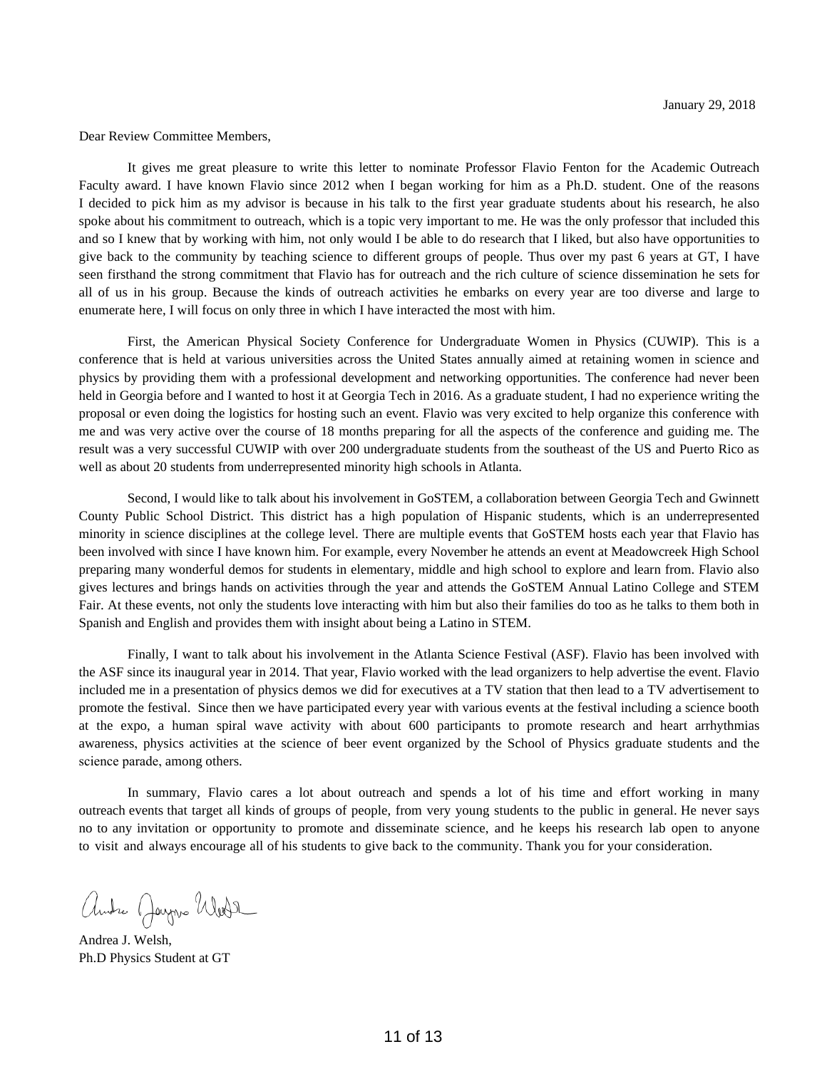January 29, 2018

Dear Review Committee Members,

It gives me great pleasure to write this letter to nominate Professor Flavio Fenton for the Academic Outreach Faculty award. I have known Flavio since 2012 when I began working for him as a Ph.D. student. One of the reasons I decided to pick him as my advisor is because in his talk to the first year graduate students about his research, he also spoke about his commitment to outreach, which is a topic very important to me. He was the only professor that included this and so I knew that by working with him, not only would I be able to do research that I liked, but also have opportunities to give back to the community by teaching science to different groups of people. Thus over my past 6 years at GT, I have seen firsthand the strong commitment that Flavio has for outreach and the rich culture of science dissemination he sets for all of us in his group. Because the kinds of outreach activities he embarks on every year are too diverse and large to enumerate here, I will focus on only three in which I have interacted the most with him.

First, the American Physical Society Conference for Undergraduate Women in Physics (CUWIP). This is a conference that is held at various universities across the United States annually aimed at retaining women in science and physics by providing them with a professional development and networking opportunities. The conference had never been held in Georgia before and I wanted to host it at Georgia Tech in 2016. As a graduate student, I had no experience writing the proposal or even doing the logistics for hosting such an event. Flavio was very excited to help organize this conference with me and was very active over the course of 18 months preparing for all the aspects of the conference and guiding me. The result was a very successful CUWIP with over 200 undergraduate students from the southeast of the US and Puerto Rico as well as about 20 students from underrepresented minority high schools in Atlanta.

Second, I would like to talk about his involvement in GoSTEM, a collaboration between Georgia Tech and Gwinnett County Public School District. This district has a high population of Hispanic students, which is an underrepresented minority in science disciplines at the college level. There are multiple events that GoSTEM hosts each year that Flavio has been involved with since I have known him. For example, every November he attends an event at Meadowcreek High School preparing many wonderful demos for students in elementary, middle and high school to explore and learn from. Flavio also gives lectures and brings hands on activities through the year and attends the GoSTEM Annual Latino College and STEM Fair. At these events, not only the students love interacting with him but also their families do too as he talks to them both in Spanish and English and provides them with insight about being a Latino in STEM.

Finally, I want to talk about his involvement in the Atlanta Science Festival (ASF). Flavio has been involved with the ASF since its inaugural year in 2014. That year, Flavio worked with the lead organizers to help advertise the event. Flavio included me in a presentation of physics demos we did for executives at a TV station that then lead to a TV advertisement to promote the festival. Since then we have participated every year with various events at the festival including a science booth at the expo, a human spiral wave activity with about 600 participants to promote research and heart arrhythmias awareness, physics activities at the science of beer event organized by the School of Physics graduate students and the science parade, among others.

In summary, Flavio cares a lot about outreach and spends a lot of his time and effort working in many outreach events that target all kinds of groups of people, from very young students to the public in general. He never says no to any invitation or opportunity to promote and disseminate science, and he keeps his research lab open to anyone to visit and always encourage all of his students to give back to the community. Thank you for your consideration.

Andrea J. Welsh,
Ph.D Physics Student at GT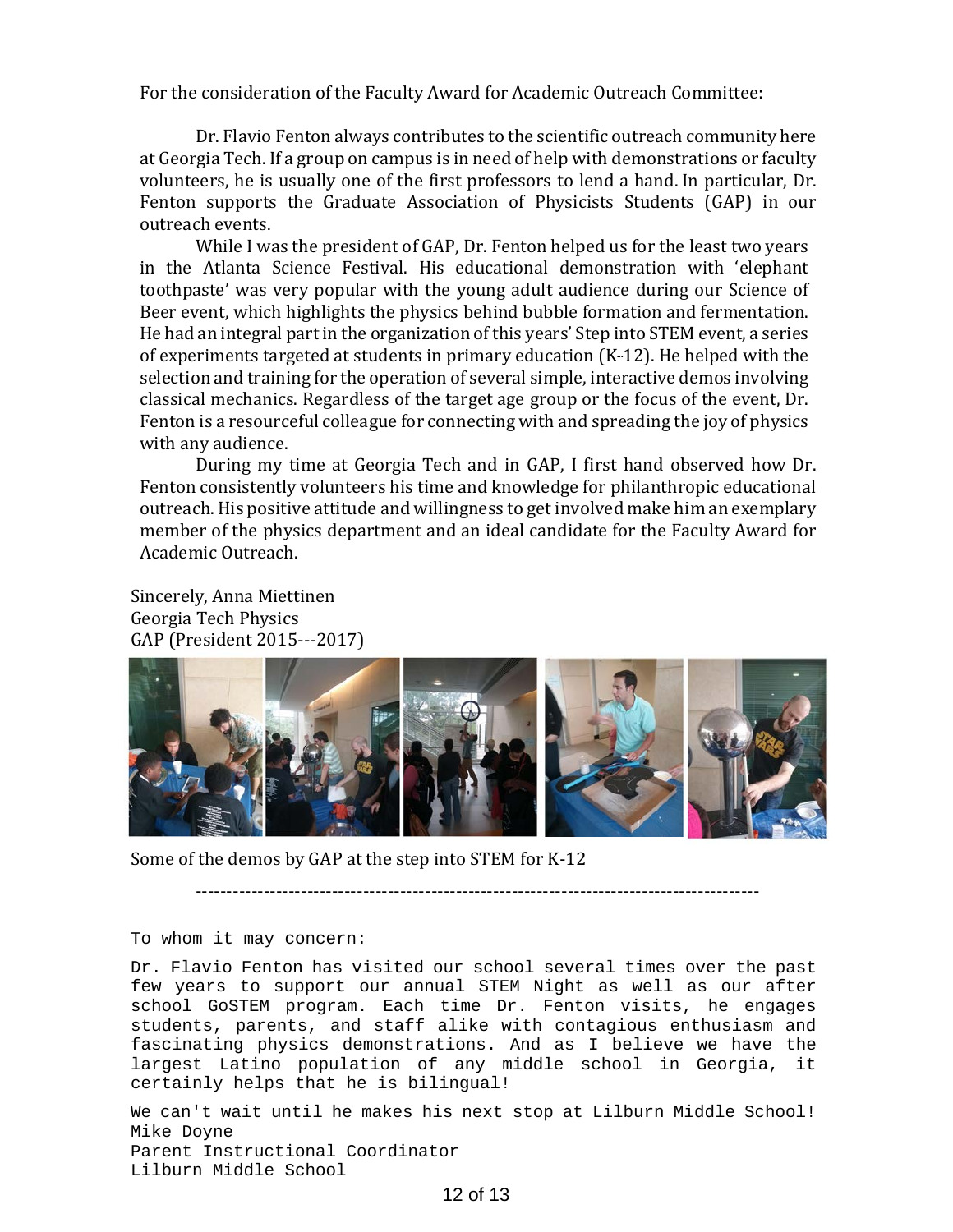For the consideration of the Faculty Award for Academic Outreach Committee:

Dr. Flavio Fenton always contributes to the scientific outreach community here at Georgia Tech. If a group on campus is in need of help with demonstrations or faculty volunteers, he is usually one of the first professors to lend a hand. In particular, Dr. Fenton supports the Graduate Association of Physicists Students (GAP) in our outreach events.

While I was the president of GAP, Dr. Fenton helped us for the least two years in the Atlanta Science Festival. His educational demonstration with 'elephant toothpaste' was very popular with the young adult audience during our Science of Beer event, which highlights the physics behind bubble formation and fermentation. He had an integral part in the organization of this years' Step into STEM event, a series of experiments targeted at students in primary education (K-12). He helped with the selection and training for the operation of several simple, interactive demos involving classical mechanics. Regardless of the target age group or the focus of the event, Dr. Fenton is a resourceful colleague for connecting with and spreading the joy of physics with any audience.

During my time at Georgia Tech and in GAP, I first hand observed how Dr. Fenton consistently volunteers his time and knowledge for philanthropic educational outreach. His positive attitude and willingness to get involved make him an exemplary member of the physics department and an ideal candidate for the Faculty Award for Academic Outreach.

Sincerely, Anna Miettinen
Georgia Tech Physics
GAP (President 2015---2017)

Some of the demos by GAP at the step into STEM for K-12

---

To whom it may concern:

Dr. Flavio Fenton has visited our school several times over the past few years to support our annual STEM Night as well as our after school GoSTEM program. Each time Dr. Fenton visits, he engages students, parents, and staff alike with contagious enthusiasm and fascinating physics demonstrations. And as I believe we have the largest Latino population of any middle school in Georgia, it certainly helps that he is bilingual!

We can't wait until he makes his next stop at Lilburn Middle School!
Mike Doyne
Parent Instructional Coordinator
Lilburn Middle School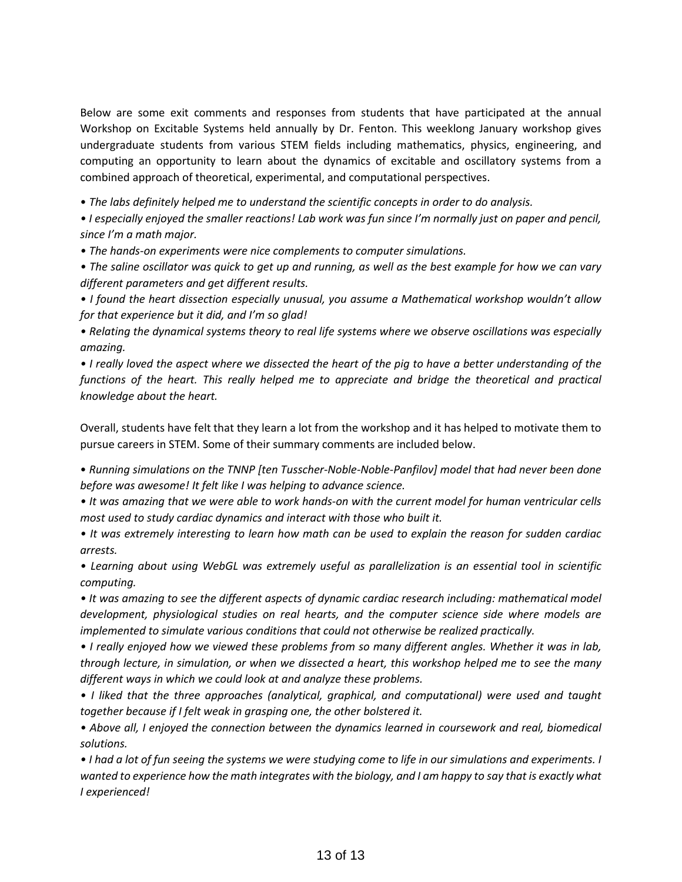Below are some exit comments and responses from students that have participated at the annual Workshop on Excitable Systems held annually by Dr. Fenton. This weeklong January workshop gives undergraduate students from various STEM fields including mathematics, physics, engineering, and computing an opportunity to learn about the dynamics of excitable and oscillatory systems from a combined approach of theoretical, experimental, and computational perspectives.

- *The labs definitely helped me to understand the scientific concepts in order to do analysis.*
- *I especially enjoyed the smaller reactions! Lab work was fun since I'm normally just on paper and pencil, since I'm a math major.*
- *The hands-on experiments were nice complements to computer simulations.*
- *The saline oscillator was quick to get up and running, as well as the best example for how we can vary different parameters and get different results.*
- *I found the heart dissection especially unusual, you assume a Mathematical workshop wouldn't allow for that experience but it did, and I'm so glad!*
- *Relating the dynamical systems theory to real life systems where we observe oscillations was especially amazing.*
- *I really loved the aspect where we dissected the heart of the pig to have a better understanding of the functions of the heart. This really helped me to appreciate and bridge the theoretical and practical knowledge about the heart.*

Overall, students have felt that they learn a lot from the workshop and it has helped to motivate them to pursue careers in STEM. Some of their summary comments are included below.

- *Running simulations on the TNNP [ten Tusscher-Noble-Noble-Panfilov] model that had never been done before was awesome! It felt like I was helping to advance science.*
- *It was amazing that we were able to work hands-on with the current model for human ventricular cells most used to study cardiac dynamics and interact with those who built it.*
- *It was extremely interesting to learn how math can be used to explain the reason for sudden cardiac arrests.*
- *Learning about using WebGL was extremely useful as parallelization is an essential tool in scientific computing.*
- *It was amazing to see the different aspects of dynamic cardiac research including: mathematical model development, physiological studies on real hearts, and the computer science side where models are implemented to simulate various conditions that could not otherwise be realized practically.*
- *I really enjoyed how we viewed these problems from so many different angles. Whether it was in lab, through lecture, in simulation, or when we dissected a heart, this workshop helped me to see the many different ways in which we could look at and analyze these problems.*
- *I liked that the three approaches (analytical, graphical, and computational) were used and taught together because if I felt weak in grasping one, the other bolstered it.*
- *Above all, I enjoyed the connection between the dynamics learned in coursework and real, biomedical solutions.*
- *I had a lot of fun seeing the systems we were studying come to life in our simulations and experiments. I wanted to experience how the math integrates with the biology, and I am happy to say that is exactly what I experienced!*